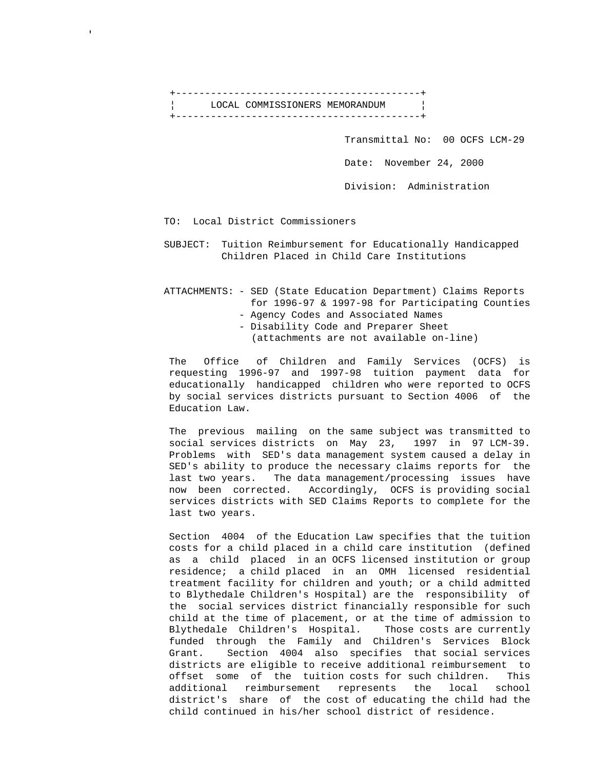# LOCAL COMMISSIONERS MEMORANDUM

Transmittal No: 00 OCFS LCM-29

Date: November 24, 2000

Division: Administration

TO: Local District Commissioners

SUBJECT: Tuition Reimbursement for Educationally Handicapped Children Placed in Child Care Institutions

ATTACHMENTS:
- SED (State Education Department) Claims Reports for 1996-97 & 1997-98 for Participating Counties
- Agency Codes and Associated Names
- Disability Code and Preparer Sheet

(attachments are not available on-line)

The Office of Children and Family Services (OCFS) is requesting 1996-97 and 1997-98 tuition payment data for educationally handicapped children who were reported to OCFS by social services districts pursuant to Section 4006 of the Education Law.

The previous mailing on the same subject was transmitted to social services districts on May 23, 1997 in 97 LCM-39. Problems with SED's data management system caused a delay in SED's ability to produce the necessary claims reports for the last two years. The data management/processing issues have now been corrected. Accordingly, OCFS is providing social services districts with SED Claims Reports to complete for the last two years.

Section 4004 of the Education Law specifies that the tuition costs for a child placed in a child care institution (defined as a child placed in an OCFS licensed institution or group residence; a child placed in an OMH licensed residential treatment facility for children and youth; or a child admitted to Blythedale Children's Hospital) are the responsibility of the social services district financially responsible for such child at the time of placement, or at the time of admission to Blythedale Children's Hospital. Those costs are currently funded through the Family and Children's Services Block Grant. Section 4004 also specifies that social services districts are eligible to receive additional reimbursement to offset some of the tuition costs for such children. This additional reimbursement represents the local school district's share of the cost of educating the child had the child continued in his/her school district of residence.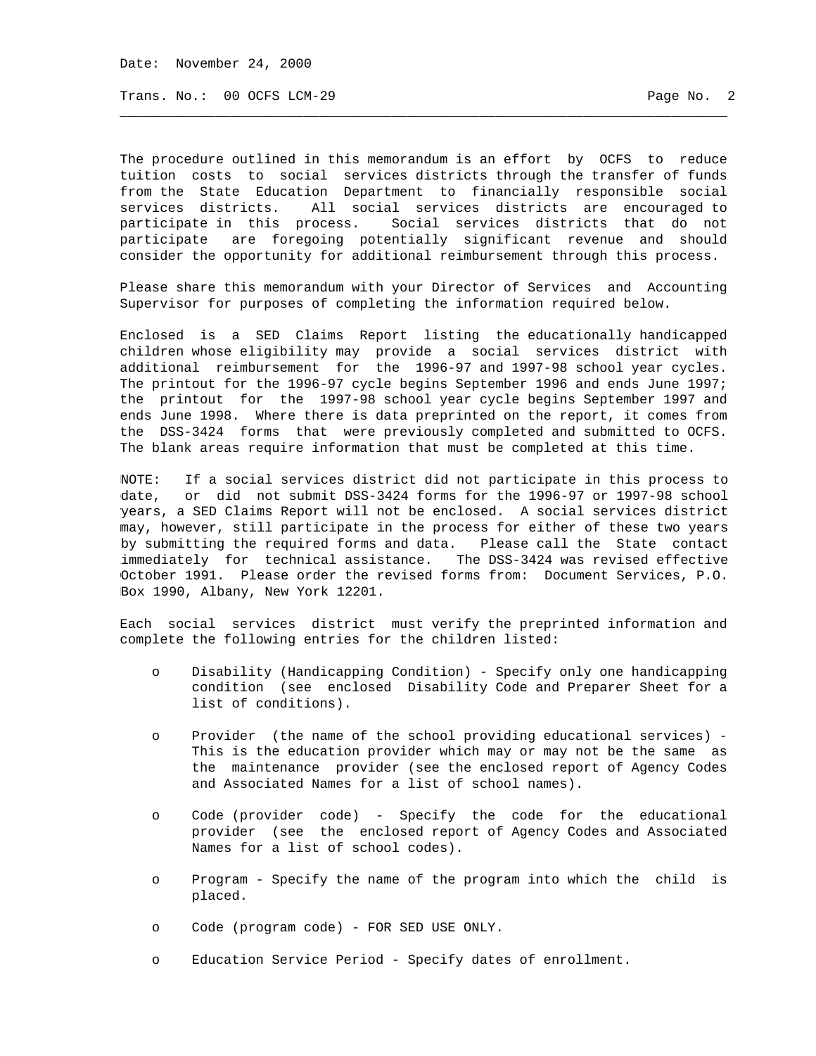The procedure outlined in this memorandum is an effort by OCFS to reduce tuition costs to social services districts through the transfer of funds from the State Education Department to financially responsible social services districts. All social services districts are encouraged to participate in this process. Social services districts that do not participate are foregoing potentially significant revenue and should consider the opportunity for additional reimbursement through this process.

Please share this memorandum with your Director of Services and Accounting Supervisor for purposes of completing the information required below.

Enclosed is a SED Claims Report listing the educationally handicapped children whose eligibility may provide a social services district with additional reimbursement for the 1996-97 and 1997-98 school year cycles. The printout for the 1996-97 cycle begins September 1996 and ends June 1997; the printout for the 1997-98 school year cycle begins September 1997 and ends June 1998. Where there is data preprinted on the report, it comes from the DSS-3424 forms that were previously completed and submitted to OCFS. The blank areas require information that must be completed at this time.

NOTE: If a social services district did not participate in this process to date, or did not submit DSS-3424 forms for the 1996-97 or 1997-98 school years, a SED Claims Report will not be enclosed. A social services district may, however, still participate in the process for either of these two years by submitting the required forms and data. Please call the State contact immediately for technical assistance. The DSS-3424 was revised effective October 1991. Please order the revised forms from: Document Services, P.O. Box 1990, Albany, New York 12201.

Each social services district must verify the preprinted information and complete the following entries for the children listed:

- Disability (Handicapping Condition) - Specify only one handicapping condition (see enclosed Disability Code and Preparer Sheet for a list of conditions).
- Provider (the name of the school providing educational services) - This is the education provider which may or may not be the same as the maintenance provider (see the enclosed report of Agency Codes and Associated Names for a list of school names).
- Code (provider code) - Specify the code for the educational provider (see the enclosed report of Agency Codes and Associated Names for a list of school codes).
- Program - Specify the name of the program into which the child is placed.
- Code (program code) - FOR SED USE ONLY.
- Education Service Period - Specify dates of enrollment.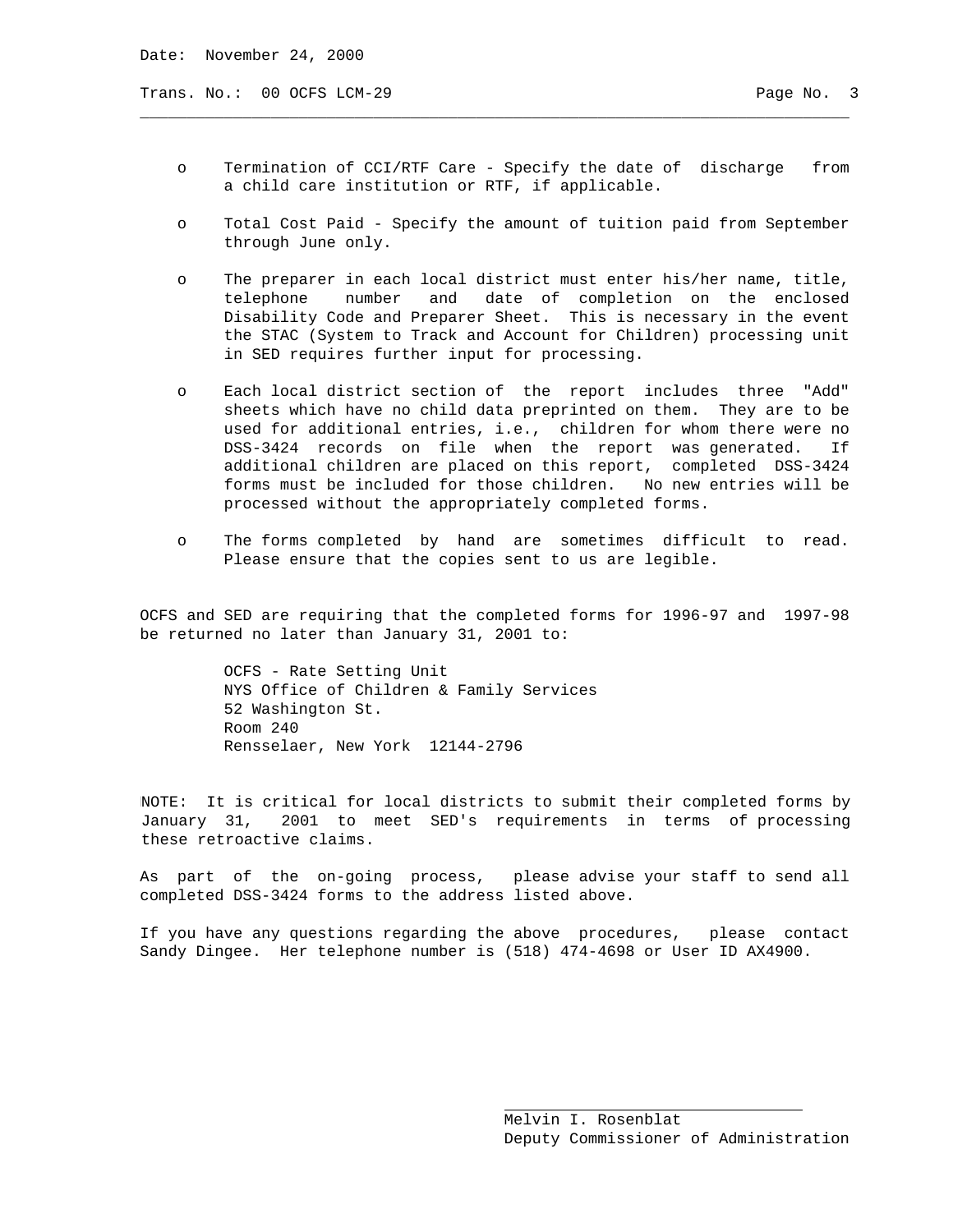- Termination of CCI/RTF Care - Specify the date of discharge from a child care institution or RTF, if applicable.

- Total Cost Paid - Specify the amount of tuition paid from September through June only.

- The preparer in each local district must enter his/her name, title, telephone number and date of completion on the enclosed Disability Code and Preparer Sheet. This is necessary in the event the STAC (System to Track and Account for Children) processing unit in SED requires further input for processing.

- Each local district section of the report includes three "Add" sheets which have no child data preprinted on them. They are to be used for additional entries, i.e., children for whom there were no DSS-3424 records on file when the report was generated. If additional children are placed on this report, completed DSS-3424 forms must be included for those children. No new entries will be processed without the appropriately completed forms.

- The forms completed by hand are sometimes difficult to read. Please ensure that the copies sent to us are legible.

OCFS and SED are requiring that the completed forms for 1996-97 and 1997-98 be returned no later than January 31, 2001 to:

OCFS - Rate Setting Unit
NYS Office of Children & Family Services
52 Washington St.
Room 240
Rensselaer, New York 12144-2796

NOTE: It is critical for local districts to submit their completed forms by January 31, 2001 to meet SED's requirements in terms of processing these retroactive claims.

As part of the on-going process, please advise your staff to send all completed DSS-3424 forms to the address listed above.

If you have any questions regarding the above procedures, please contact Sandy Dingee. Her telephone number is (518) 474-4698 or User ID AX4900.

Melvin I. Rosenblat
Deputy Commissioner of Administration